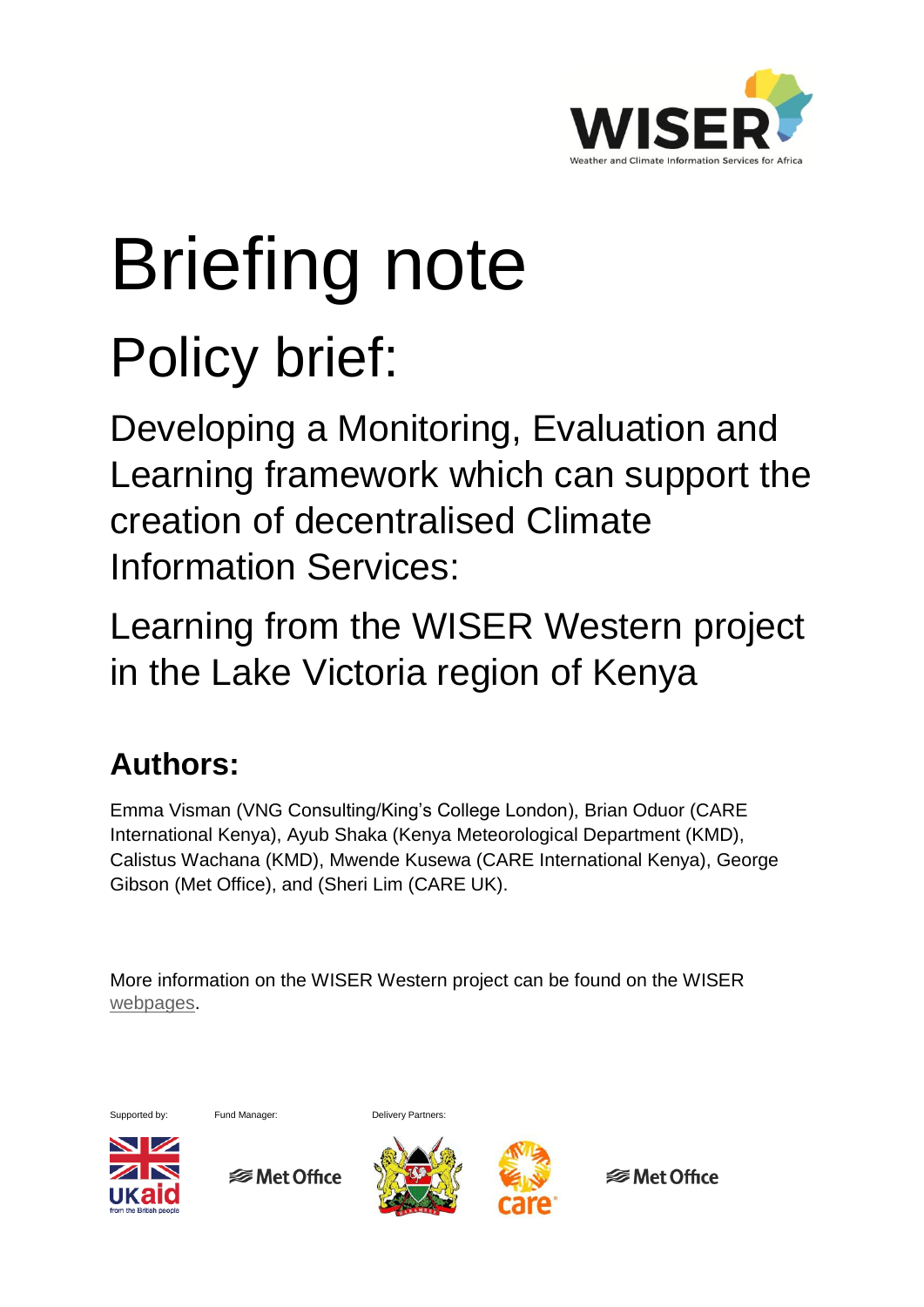# Briefing note

## Policy brief:

### Developing a Monitoring, Evaluation and Learning framework which can support the creation of decentralised Climate Information Services:

### Learning from the WISER Western project in the Lake Victoria region of Kenya

## Authors:

Emma Visman (VNG Consulting/King's College London), Brian Oduor (CARE International Kenya), Ayub Shaka (Kenya Meteorological Department (KMD), Calistus Wachana (KMD), Mwende Kusewa (CARE International Kenya), George Gibson (Met Office), and (Sheri Lim (CARE UK).

More information on the WISER Western project can be found on the WISER webpages.

Supported by: Fund Manager: Delivery Partners: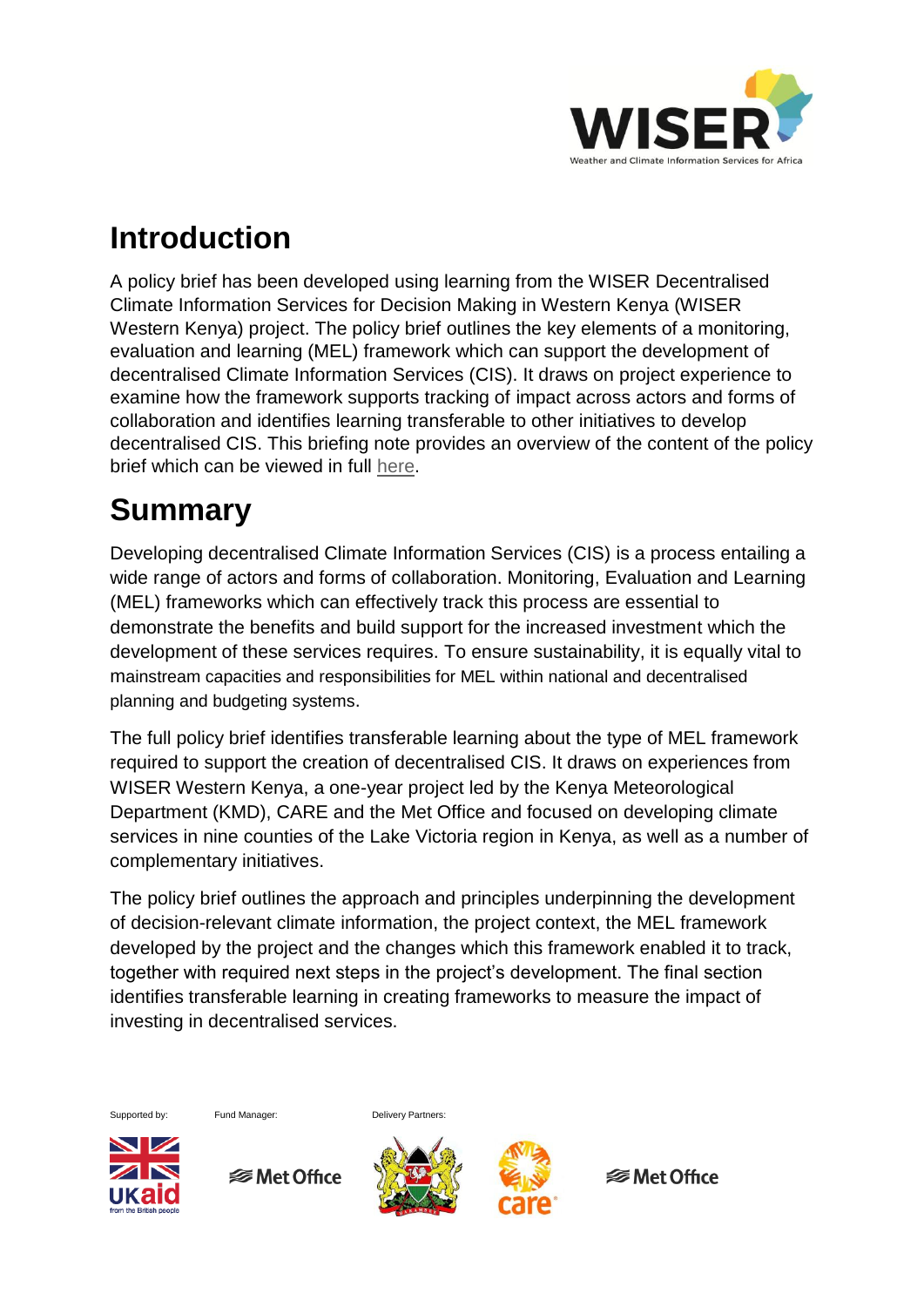# Introduction

A policy brief has been developed using learning from the WISER Decentralised Climate Information Services for Decision Making in Western Kenya (WISER Western Kenya) project. The policy brief outlines the key elements of a monitoring, evaluation and learning (MEL) framework which can support the development of decentralised Climate Information Services (CIS). It draws on project experience to examine how the framework supports tracking of impact across actors and forms of collaboration and identifies learning transferable to other initiatives to develop decentralised CIS. This briefing note provides an overview of the content of the policy brief which can be viewed in full here.

# Summary

Developing decentralised Climate Information Services (CIS) is a process entailing a wide range of actors and forms of collaboration. Monitoring, Evaluation and Learning (MEL) frameworks which can effectively track this process are essential to demonstrate the benefits and build support for the increased investment which the development of these services requires. To ensure sustainability, it is equally vital to mainstream capacities and responsibilities for MEL within national and decentralised planning and budgeting systems.

The full policy brief identifies transferable learning about the type of MEL framework required to support the creation of decentralised CIS. It draws on experiences from WISER Western Kenya, a one-year project led by the Kenya Meteorological Department (KMD), CARE and the Met Office and focused on developing climate services in nine counties of the Lake Victoria region in Kenya, as well as a number of complementary initiatives.

The policy brief outlines the approach and principles underpinning the development of decision-relevant climate information, the project context, the MEL framework developed by the project and the changes which this framework enabled it to track, together with required next steps in the project's development. The final section identifies transferable learning in creating frameworks to measure the impact of investing in decentralised services.

Supported by: Fund Manager: Delivery Partners: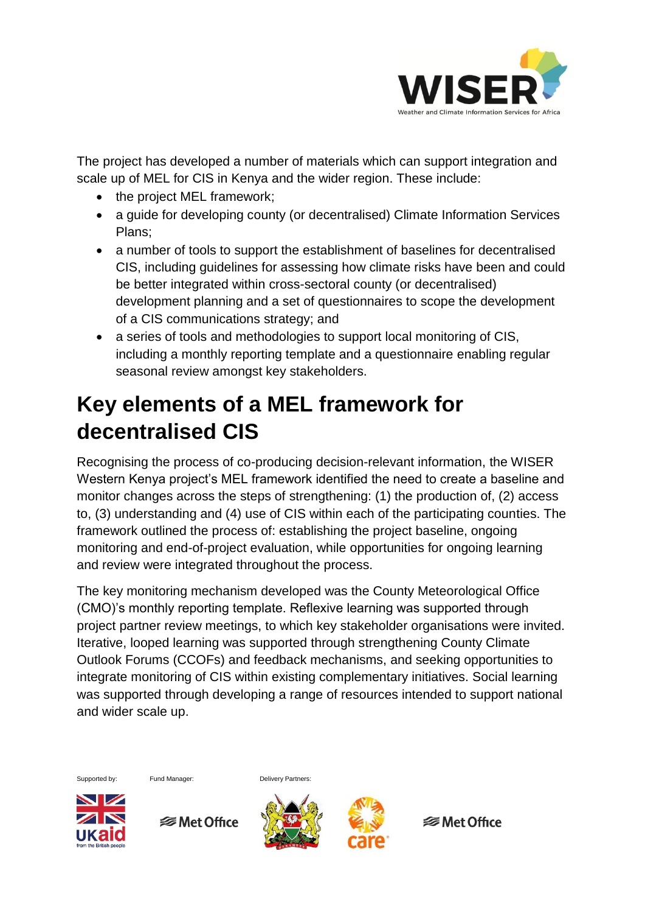The project has developed a number of materials which can support integration and scale up of MEL for CIS in Kenya and the wider region. These include:

- the project MEL framework;
- a guide for developing county (or decentralised) Climate Information Services Plans;
- a number of tools to support the establishment of baselines for decentralised CIS, including guidelines for assessing how climate risks have been and could be better integrated within cross-sectoral county (or decentralised) development planning and a set of questionnaires to scope the development of a CIS communications strategy; and
- a series of tools and methodologies to support local monitoring of CIS, including a monthly reporting template and a questionnaire enabling regular seasonal review amongst key stakeholders.

# Key elements of a MEL framework for decentralised CIS

Recognising the process of co-producing decision-relevant information, the WISER Western Kenya project's MEL framework identified the need to create a baseline and monitor changes across the steps of strengthening: (1) the production of, (2) access to, (3) understanding and (4) use of CIS within each of the participating counties. The framework outlined the process of: establishing the project baseline, ongoing monitoring and end-of-project evaluation, while opportunities for ongoing learning and review were integrated throughout the process.

The key monitoring mechanism developed was the County Meteorological Office (CMO)'s monthly reporting template. Reflexive learning was supported through project partner review meetings, to which key stakeholder organisations were invited. Iterative, looped learning was supported through strengthening County Climate Outlook Forums (CCOFs) and feedback mechanisms, and seeking opportunities to integrate monitoring of CIS within existing complementary initiatives. Social learning was supported through developing a range of resources intended to support national and wider scale up.

Supported by: Fund Manager: Delivery Partners: